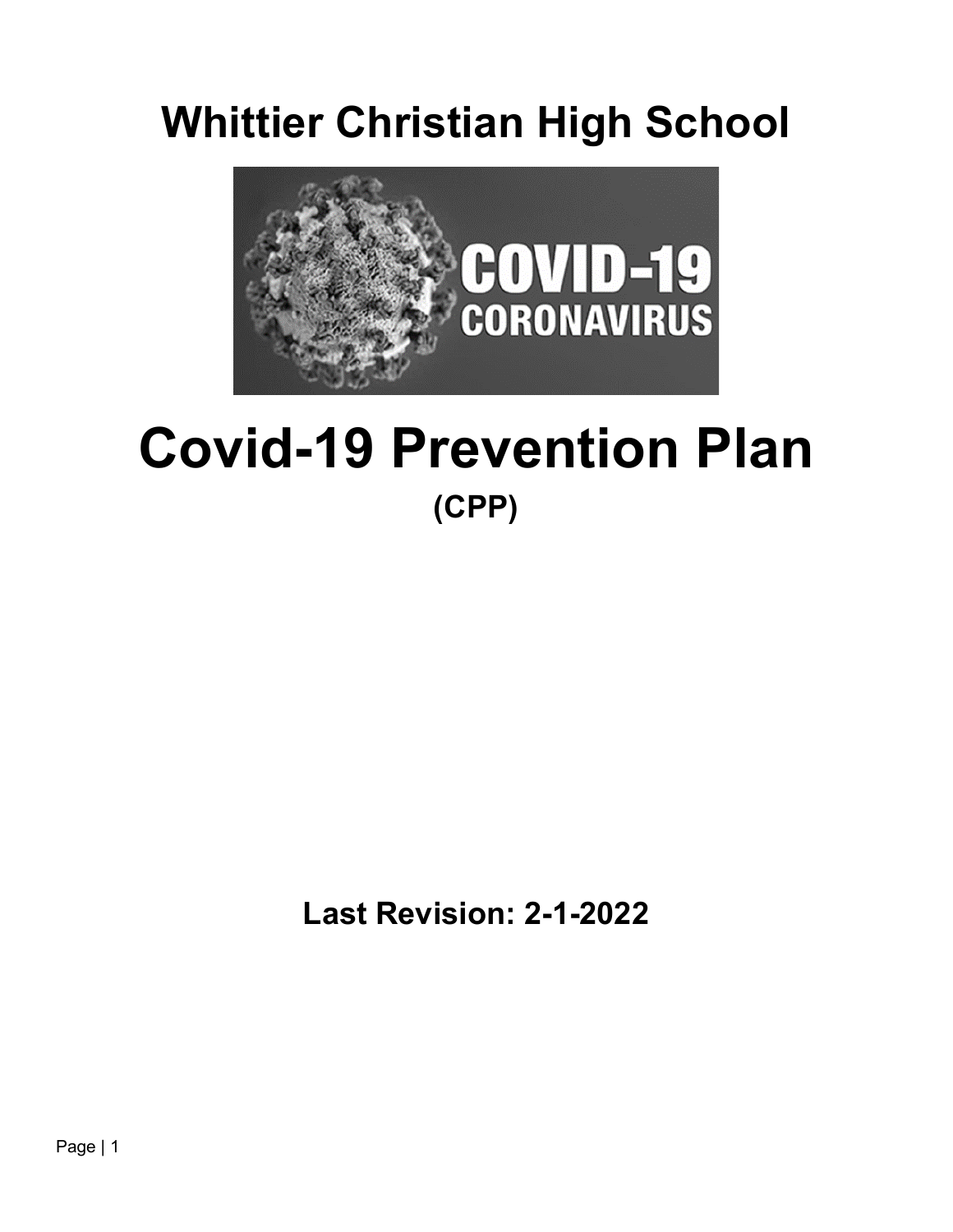# Whittier Christian High School

# Covid-19 Prevention Plan

**(CPP)**

**Last Revision: 2-1-2022**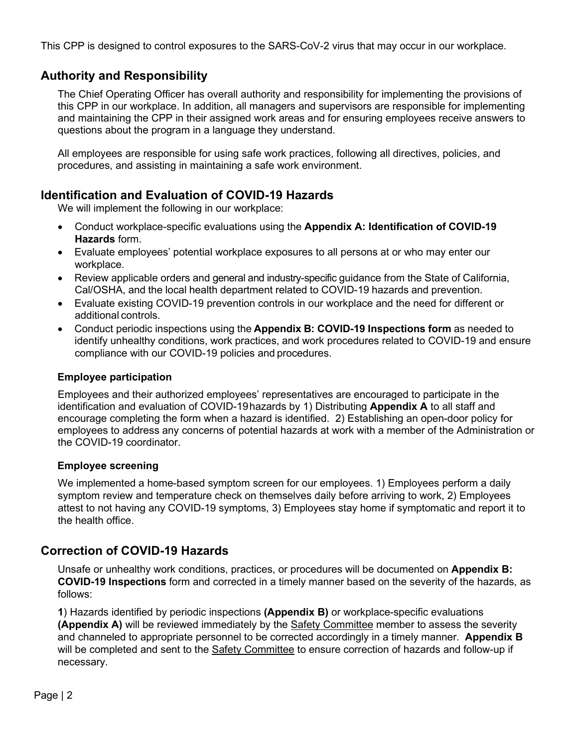This CPP is designed to control exposures to the SARS-CoV-2 virus that may occur in our workplace.

## Authority and Responsibility

The Chief Operating Officer has overall authority and responsibility for implementing the provisions of this CPP in our workplace. In addition, all managers and supervisors are responsible for implementing and maintaining the CPP in their assigned work areas and for ensuring employees receive answers to questions about the program in a language they understand.

All employees are responsible for using safe work practices, following all directives, policies, and procedures, and assisting in maintaining a safe work environment.

## Identification and Evaluation of COVID-19 Hazards

We will implement the following in our workplace:

- Conduct workplace-specific evaluations using the **Appendix A: Identification of COVID-19 Hazards** form.
- Evaluate employees' potential workplace exposures to all persons at or who may enter our workplace.
- Review applicable orders and general and industry-specific guidance from the State of California, Cal/OSHA, and the local health department related to COVID-19 hazards and prevention.
- Evaluate existing COVID-19 prevention controls in our workplace and the need for different or additional controls.
- Conduct periodic inspections using the **Appendix B: COVID-19 Inspections form** as needed to identify unhealthy conditions, work practices, and work procedures related to COVID-19 and ensure compliance with our COVID-19 policies and procedures.

### Employee participation

Employees and their authorized employees' representatives are encouraged to participate in the identification and evaluation of COVID-19 hazards by 1) Distributing **Appendix A** to all staff and encourage completing the form when a hazard is identified. 2) Establishing an open-door policy for employees to address any concerns of potential hazards at work with a member of the Administration or the COVID-19 coordinator.

### Employee screening

We implemented a home-based symptom screen for our employees. 1) Employees perform a daily symptom review and temperature check on themselves daily before arriving to work, 2) Employees attest to not having any COVID-19 symptoms, 3) Employees stay home if symptomatic and report it to the health office.

## Correction of COVID-19 Hazards

Unsafe or unhealthy work conditions, practices, or procedures will be documented on **Appendix B: COVID-19 Inspections** form and corrected in a timely manner based on the severity of the hazards, as follows:

**1**) Hazards identified by periodic inspections **(Appendix B)** or workplace-specific evaluations **(Appendix A)** will be reviewed immediately by the Safety Committee member to assess the severity and channeled to appropriate personnel to be corrected accordingly in a timely manner. **Appendix B** will be completed and sent to the Safety Committee to ensure correction of hazards and follow-up if necessary.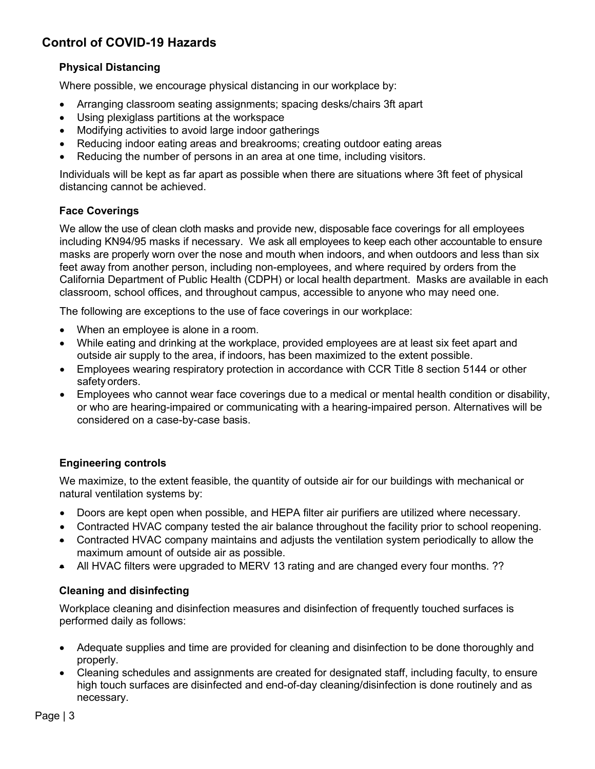## Control of COVID-19 Hazards

### Physical Distancing

Where possible, we encourage physical distancing in our workplace by:

- Arranging classroom seating assignments; spacing desks/chairs 3ft apart
- Using plexiglass partitions at the workspace
- Modifying activities to avoid large indoor gatherings
- Reducing indoor eating areas and breakrooms; creating outdoor eating areas
- Reducing the number of persons in an area at one time, including visitors.

Individuals will be kept as far apart as possible when there are situations where 3ft feet of physical distancing cannot be achieved.

### Face Coverings

We allow the use of clean cloth masks and provide new, disposable face coverings for all employees including KN94/95 masks if necessary. We ask all employees to keep each other accountable to ensure masks are properly worn over the nose and mouth when indoors, and when outdoors and less than six feet away from another person, including non-employees, and where required by orders from the California Department of Public Health (CDPH) or local health department. Masks are available in each classroom, school offices, and throughout campus, accessible to anyone who may need one.

The following are exceptions to the use of face coverings in our workplace:

- When an employee is alone in a room.
- While eating and drinking at the workplace, provided employees are at least six feet apart and outside air supply to the area, if indoors, has been maximized to the extent possible.
- Employees wearing respiratory protection in accordance with CCR Title 8 section 5144 or other safety orders.
- Employees who cannot wear face coverings due to a medical or mental health condition or disability, or who are hearing-impaired or communicating with a hearing-impaired person. Alternatives will be considered on a case-by-case basis.

### Engineering controls

We maximize, to the extent feasible, the quantity of outside air for our buildings with mechanical or natural ventilation systems by:

- Doors are kept open when possible, and HEPA filter air purifiers are utilized where necessary.
- Contracted HVAC company tested the air balance throughout the facility prior to school reopening.
- Contracted HVAC company maintains and adjusts the ventilation system periodically to allow the maximum amount of outside air as possible.
- All HVAC filters were upgraded to MERV 13 rating and are changed every four months. ??

### Cleaning and disinfecting

Workplace cleaning and disinfection measures and disinfection of frequently touched surfaces is performed daily as follows:

- Adequate supplies and time are provided for cleaning and disinfection to be done thoroughly and properly.
- Cleaning schedules and assignments are created for designated staff, including faculty, to ensure high touch surfaces are disinfected and end-of-day cleaning/disinfection is done routinely and as necessary.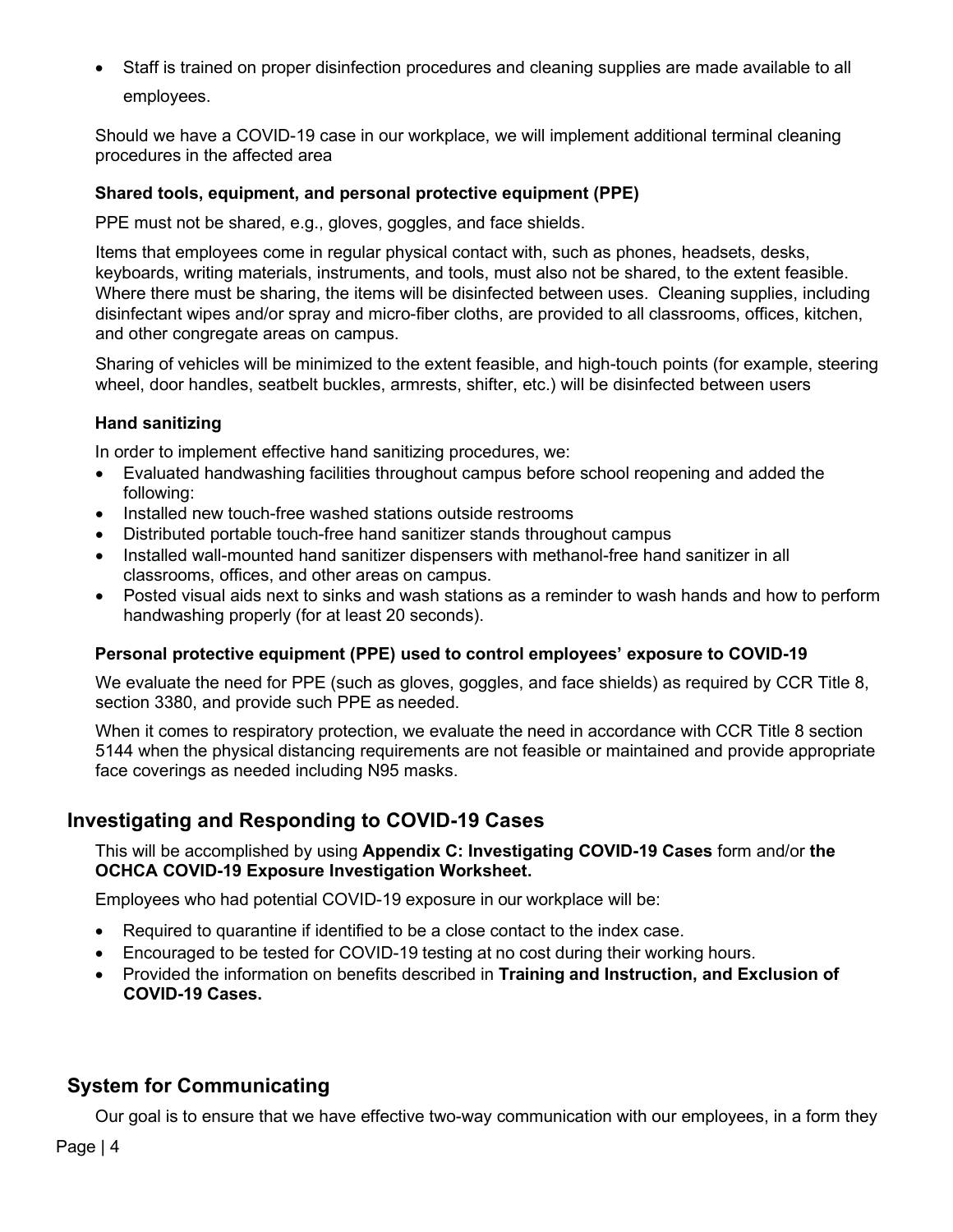- Staff is trained on proper disinfection procedures and cleaning supplies are made available to all employees.

Should we have a COVID-19 case in our workplace, we will implement additional terminal cleaning procedures in the affected area

### Shared tools, equipment, and personal protective equipment (PPE)

PPE must not be shared, e.g., gloves, goggles, and face shields.

Items that employees come in regular physical contact with, such as phones, headsets, desks, keyboards, writing materials, instruments, and tools, must also not be shared, to the extent feasible. Where there must be sharing, the items will be disinfected between uses. Cleaning supplies, including disinfectant wipes and/or spray and micro-fiber cloths, are provided to all classrooms, offices, kitchen, and other congregate areas on campus.

Sharing of vehicles will be minimized to the extent feasible, and high-touch points (for example, steering wheel, door handles, seatbelt buckles, armrests, shifter, etc.) will be disinfected between users

### Hand sanitizing

In order to implement effective hand sanitizing procedures, we:

- Evaluated handwashing facilities throughout campus before school reopening and added the following:
- Installed new touch-free washed stations outside restrooms
- Distributed portable touch-free hand sanitizer stands throughout campus
- Installed wall-mounted hand sanitizer dispensers with methanol-free hand sanitizer in all classrooms, offices, and other areas on campus.
- Posted visual aids next to sinks and wash stations as a reminder to wash hands and how to perform handwashing properly (for at least 20 seconds).

### Personal protective equipment (PPE) used to control employees' exposure to COVID-19

We evaluate the need for PPE (such as gloves, goggles, and face shields) as required by CCR Title 8, section 3380, and provide such PPE as needed.

When it comes to respiratory protection, we evaluate the need in accordance with CCR Title 8 section 5144 when the physical distancing requirements are not feasible or maintained and provide appropriate face coverings as needed including N95 masks.

## Investigating and Responding to COVID-19 Cases

This will be accomplished by using **Appendix C: Investigating COVID-19 Cases** form and/or **the OCHCA COVID-19 Exposure Investigation Worksheet.**

Employees who had potential COVID-19 exposure in our workplace will be:

- Required to quarantine if identified to be a close contact to the index case.
- Encouraged to be tested for COVID-19 testing at no cost during their working hours.
- Provided the information on benefits described in **Training and Instruction, and Exclusion of COVID-19 Cases.**

## System for Communicating

Our goal is to ensure that we have effective two-way communication with our employees, in a form they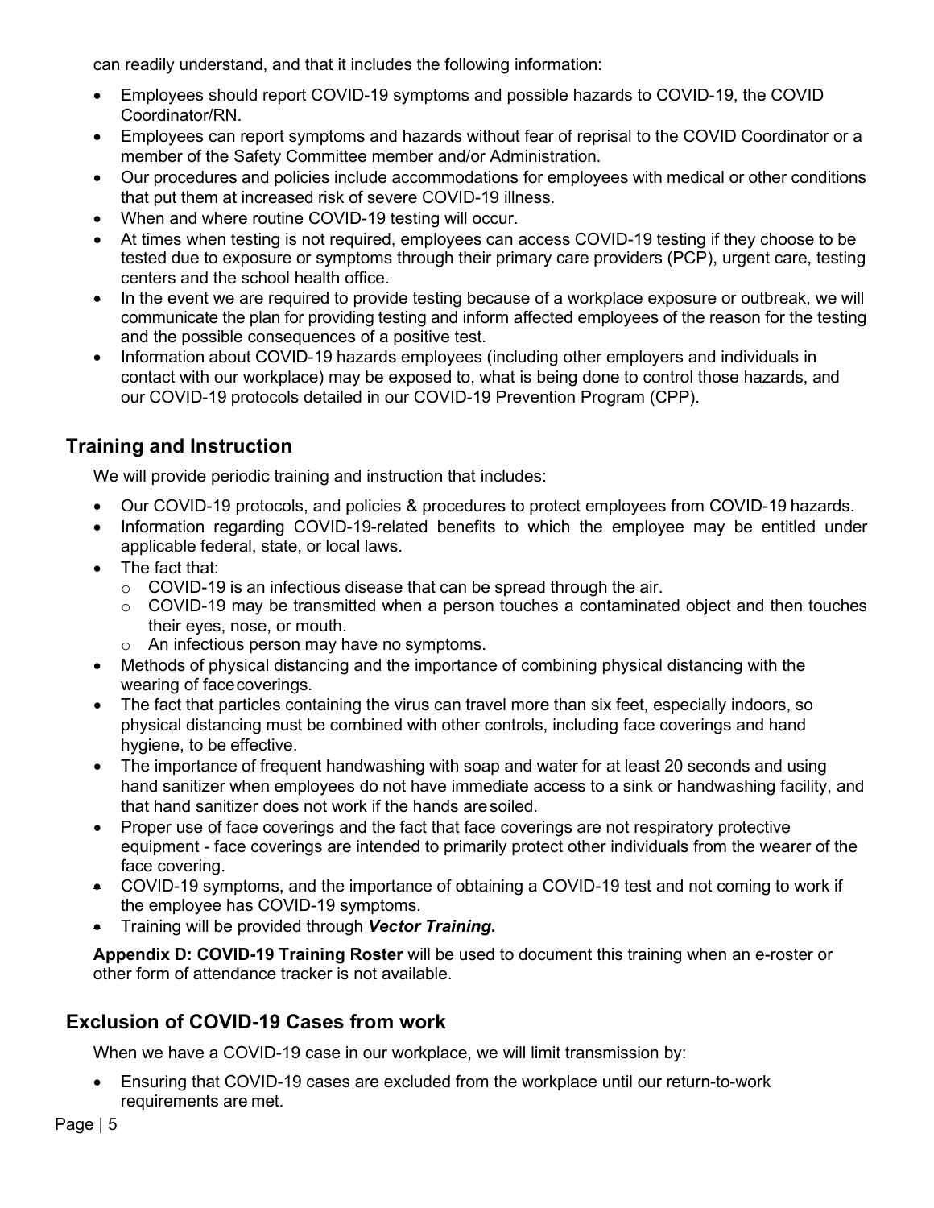can readily understand, and that it includes the following information:

- Employees should report COVID-19 symptoms and possible hazards to COVID-19, the COVID Coordinator/RN.
- Employees can report symptoms and hazards without fear of reprisal to the COVID Coordinator or a member of the Safety Committee member and/or Administration.
- Our procedures and policies include accommodations for employees with medical or other conditions that put them at increased risk of severe COVID-19 illness.
- When and where routine COVID-19 testing will occur.
- At times when testing is not required, employees can access COVID-19 testing if they choose to be tested due to exposure or symptoms through their primary care providers (PCP), urgent care, testing centers and the school health office.
- In the event we are required to provide testing because of a workplace exposure or outbreak, we will communicate the plan for providing testing and inform affected employees of the reason for the testing and the possible consequences of a positive test.
- Information about COVID-19 hazards employees (including other employers and individuals in contact with our workplace) may be exposed to, what is being done to control those hazards, and our COVID-19 protocols detailed in our COVID-19 Prevention Program (CPP).

## Training and Instruction

We will provide periodic training and instruction that includes:

- Our COVID-19 protocols, and policies & procedures to protect employees from COVID-19 hazards.
- Information regarding COVID-19-related benefits to which the employee may be entitled under applicable federal, state, or local laws.
- The fact that:
  - COVID-19 is an infectious disease that can be spread through the air.
  - COVID-19 may be transmitted when a person touches a contaminated object and then touches their eyes, nose, or mouth.
  - An infectious person may have no symptoms.
- Methods of physical distancing and the importance of combining physical distancing with the wearing of face coverings.
- The fact that particles containing the virus can travel more than six feet, especially indoors, so physical distancing must be combined with other controls, including face coverings and hand hygiene, to be effective.
- The importance of frequent handwashing with soap and water for at least 20 seconds and using hand sanitizer when employees do not have immediate access to a sink or handwashing facility, and that hand sanitizer does not work if the hands are soiled.
- Proper use of face coverings and the fact that face coverings are not respiratory protective equipment - face coverings are intended to primarily protect other individuals from the wearer of the face covering.
- COVID-19 symptoms, and the importance of obtaining a COVID-19 test and not coming to work if the employee has COVID-19 symptoms.
- Training will be provided through ***Vector Training*.**

**Appendix D: COVID-19 Training Roster** will be used to document this training when an e-roster or other form of attendance tracker is not available.

## Exclusion of COVID-19 Cases from work

When we have a COVID-19 case in our workplace, we will limit transmission by:

- Ensuring that COVID-19 cases are excluded from the workplace until our return-to-work requirements are met.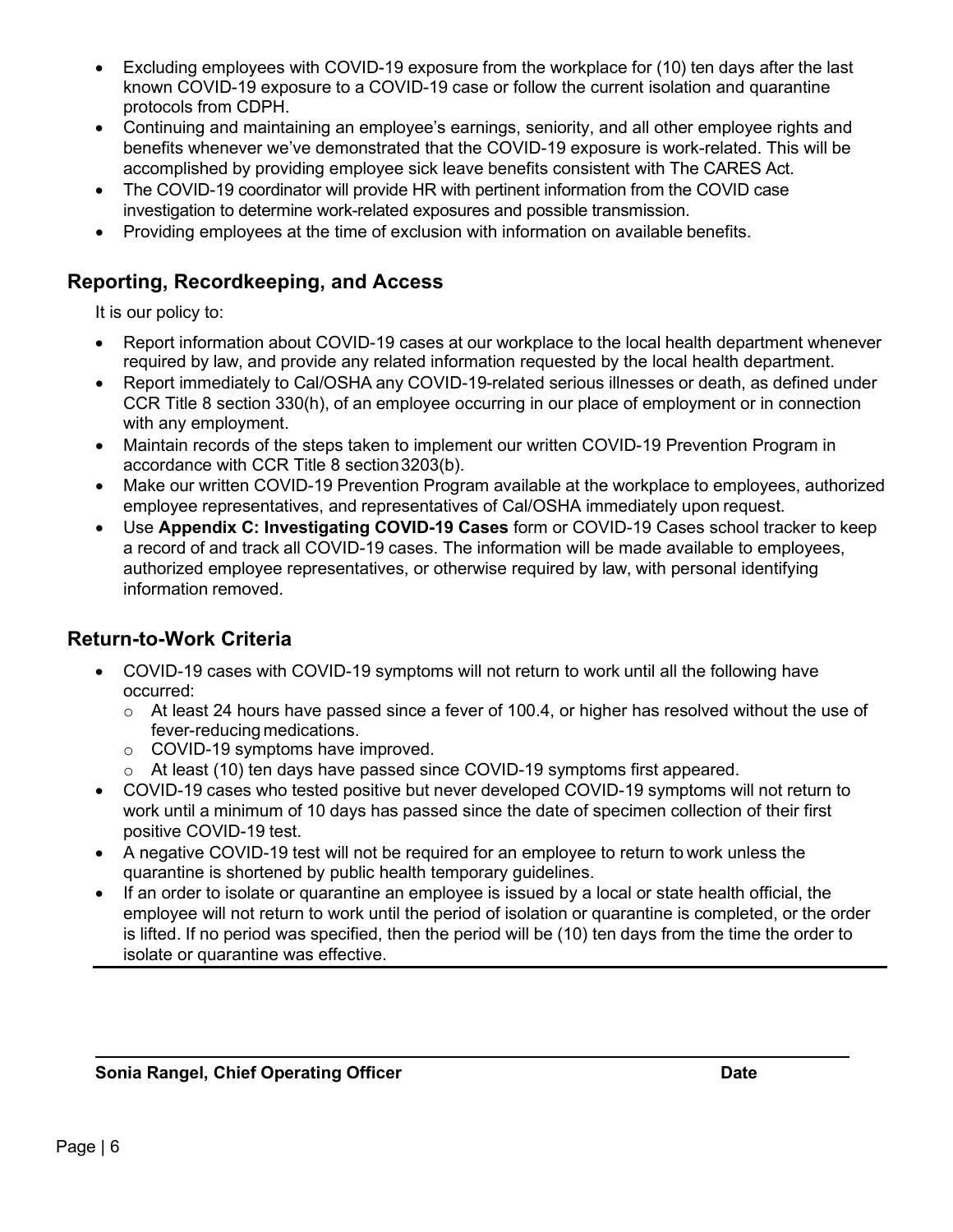- Excluding employees with COVID-19 exposure from the workplace for (10) ten days after the last known COVID-19 exposure to a COVID-19 case or follow the current isolation and quarantine protocols from CDPH.
- Continuing and maintaining an employee's earnings, seniority, and all other employee rights and benefits whenever we've demonstrated that the COVID-19 exposure is work-related. This will be accomplished by providing employee sick leave benefits consistent with The CARES Act.
- The COVID-19 coordinator will provide HR with pertinent information from the COVID case investigation to determine work-related exposures and possible transmission.
- Providing employees at the time of exclusion with information on available benefits.

## Reporting, Recordkeeping, and Access

It is our policy to:

- Report information about COVID-19 cases at our workplace to the local health department whenever required by law, and provide any related information requested by the local health department.
- Report immediately to Cal/OSHA any COVID-19-related serious illnesses or death, as defined under CCR Title 8 section 330(h), of an employee occurring in our place of employment or in connection with any employment.
- Maintain records of the steps taken to implement our written COVID-19 Prevention Program in accordance with CCR Title 8 section 3203(b).
- Make our written COVID-19 Prevention Program available at the workplace to employees, authorized employee representatives, and representatives of Cal/OSHA immediately upon request.
- Use **Appendix C: Investigating COVID-19 Cases** form or COVID-19 Cases school tracker to keep a record of and track all COVID-19 cases. The information will be made available to employees, authorized employee representatives, or otherwise required by law, with personal identifying information removed.

## Return-to-Work Criteria

- COVID-19 cases with COVID-19 symptoms will not return to work until all the following have occurred:
  - At least 24 hours have passed since a fever of 100.4, or higher has resolved without the use of fever-reducing medications.
  - COVID-19 symptoms have improved.
  - At least (10) ten days have passed since COVID-19 symptoms first appeared.
- COVID-19 cases who tested positive but never developed COVID-19 symptoms will not return to work until a minimum of 10 days has passed since the date of specimen collection of their first positive COVID-19 test.
- A negative COVID-19 test will not be required for an employee to return to work unless the quarantine is shortened by public health temporary guidelines.
- If an order to isolate or quarantine an employee is issued by a local or state health official, the employee will not return to work until the period of isolation or quarantine is completed, or the order is lifted. If no period was specified, then the period will be (10) ten days from the time the order to isolate or quarantine was effective.

---

**Sonia Rangel, Chief Operating Officer** **Date**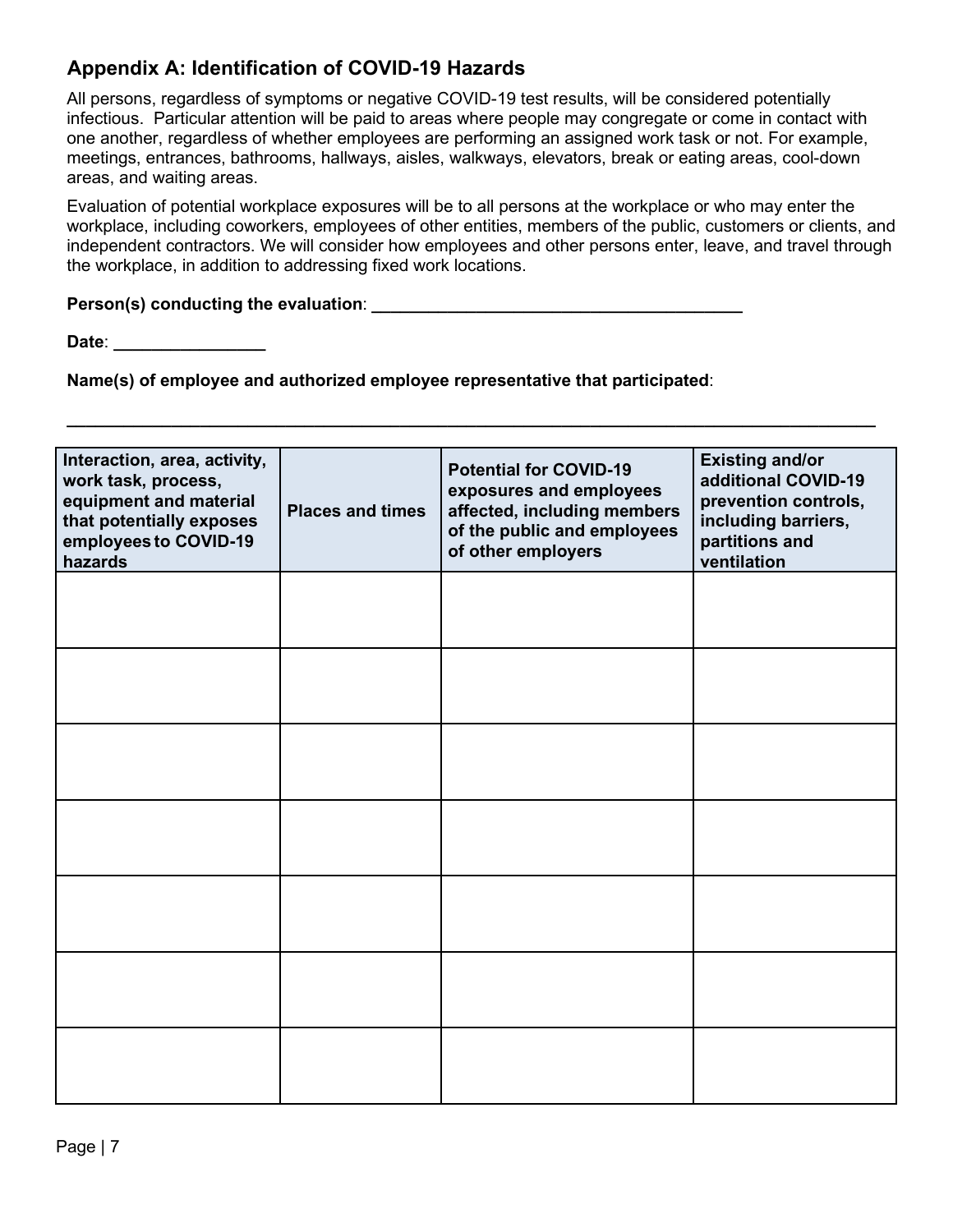## Appendix A: Identification of COVID-19 Hazards

All persons, regardless of symptoms or negative COVID-19 test results, will be considered potentially infectious. Particular attention will be paid to areas where people may congregate or come in contact with one another, regardless of whether employees are performing an assigned work task or not. For example, meetings, entrances, bathrooms, hallways, aisles, walkways, elevators, break or eating areas, cool-down areas, and waiting areas.

Evaluation of potential workplace exposures will be to all persons at the workplace or who may enter the workplace, including coworkers, employees of other entities, members of the public, customers or clients, and independent contractors. We will consider how employees and other persons enter, leave, and travel through the workplace, in addition to addressing fixed work locations.

**Person(s) conducting the evaluation**: ________________________________________

**Date**: ________________

**Name(s) of employee and authorized employee representative that participated**:

________________________________________________________________________________________

| Interaction, area, activity, work task, process, equipment and material that potentially exposes employees to COVID-19 hazards | Places and times | Potential for COVID-19 exposures and employees affected, including members of the public and employees of other employers | Existing and/or additional COVID-19 prevention controls, including barriers, partitions and ventilation |
|---|---|---|---|
| | | | |
| | | | |
| | | | |
| | | | |
| | | | |
| | | | |
| | | | |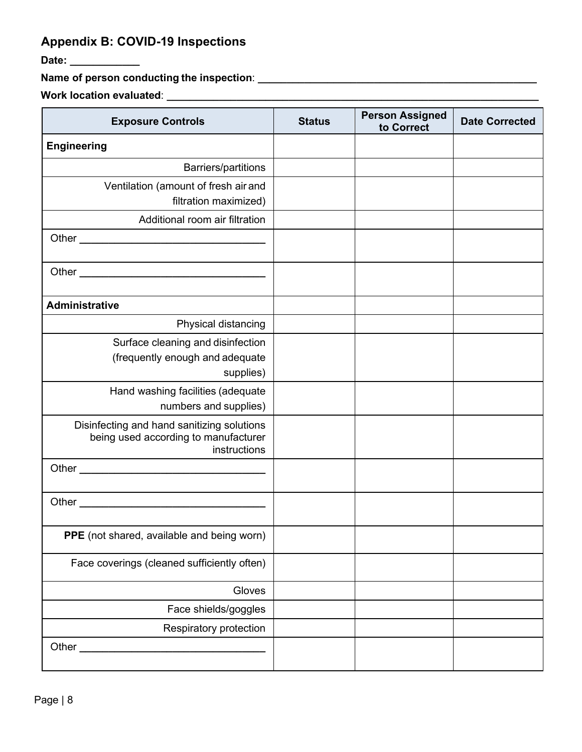## Appendix B: COVID-19 Inspections

**Date:** ____________

**Name of person conducting the inspection**: __________________________________________________

**Work location evaluated**: ______________________________________________________________

| Exposure Controls | Status | Person Assigned to Correct | Date Corrected |
|---|---|---|---|
| **Engineering** | | | |
| Barriers/partitions | | | |
| Ventilation (amount of fresh air and filtration maximized) | | | |
| Additional room air filtration | | | |
| Other ________________________________ | | | |
| Other ________________________________ | | | |
| **Administrative** | | | |
| Physical distancing | | | |
| Surface cleaning and disinfection (frequently enough and adequate supplies) | | | |
| Hand washing facilities (adequate numbers and supplies) | | | |
| Disinfecting and hand sanitizing solutions being used according to manufacturer instructions | | | |
| Other ________________________________ | | | |
| Other ________________________________ | | | |
| **PPE** (not shared, available and being worn) | | | |
| Face coverings (cleaned sufficiently often) | | | |
| Gloves | | | |
| Face shields/goggles | | | |
| Respiratory protection | | | |
| Other ________________________________ | | | |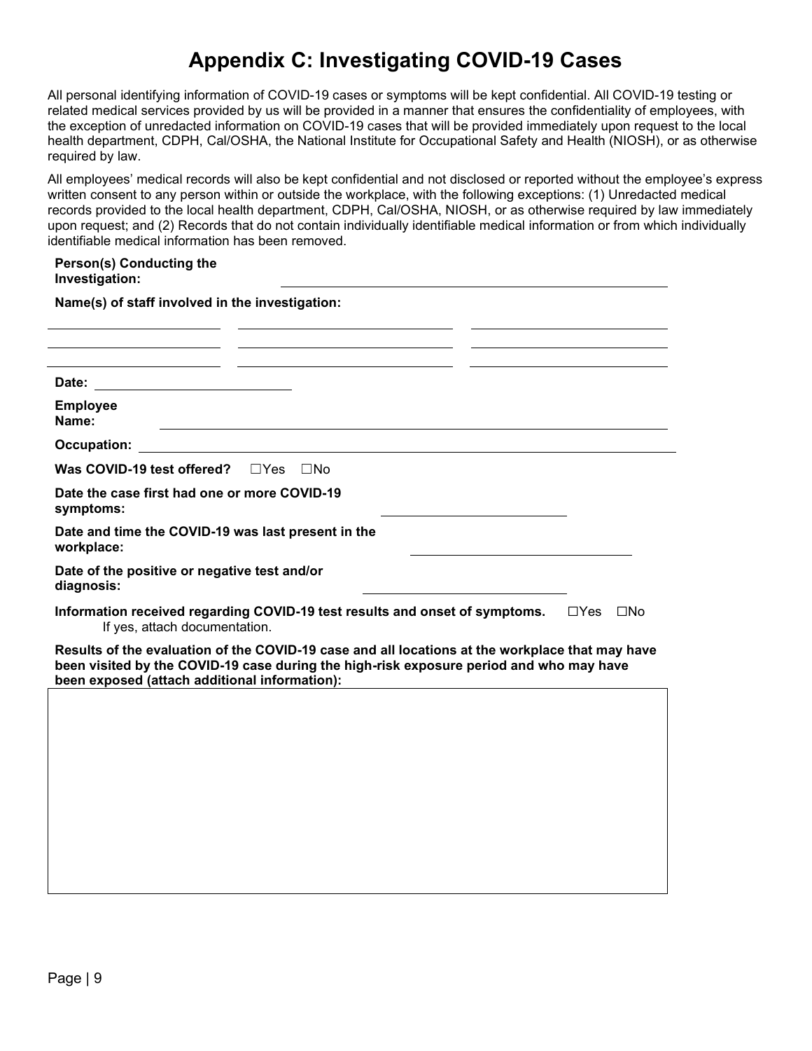# Appendix C: Investigating COVID-19 Cases

All personal identifying information of COVID-19 cases or symptoms will be kept confidential. All COVID-19 testing or related medical services provided by us will be provided in a manner that ensures the confidentiality of employees, with the exception of unredacted information on COVID-19 cases that will be provided immediately upon request to the local health department, CDPH, Cal/OSHA, the National Institute for Occupational Safety and Health (NIOSH), or as otherwise required by law.

All employees' medical records will also be kept confidential and not disclosed or reported without the employee's express written consent to any person within or outside the workplace, with the following exceptions: (1) Unredacted medical records provided to the local health department, CDPH, Cal/OSHA, NIOSH, or as otherwise required by law immediately upon request; and (2) Records that do not contain individually identifiable medical information or from which individually identifiable medical information has been removed.

**Person(s) Conducting the Investigation:** ______________________________

**Name(s) of staff involved in the investigation:**

______________________ ______________________ ______________________

______________________ ______________________ ______________________

______________________ ______________________ ______________________

**Date:** ______________________

**Employee Name:** ______________________________

**Occupation:** ______________________________

**Was COVID-19 test offered?** ☐Yes ☐No

**Date the case first had one or more COVID-19 symptoms:** ______________________

**Date and time the COVID-19 was last present in the workplace:** ______________________

**Date of the positive or negative test and/or diagnosis:** ______________________

**Information received regarding COVID-19 test results and onset of symptoms.** ☐Yes ☐No
If yes, attach documentation.

**Results of the evaluation of the COVID-19 case and all locations at the workplace that may have been visited by the COVID-19 case during the high-risk exposure period and who may have been exposed (attach additional information):**

| |
|---|
| |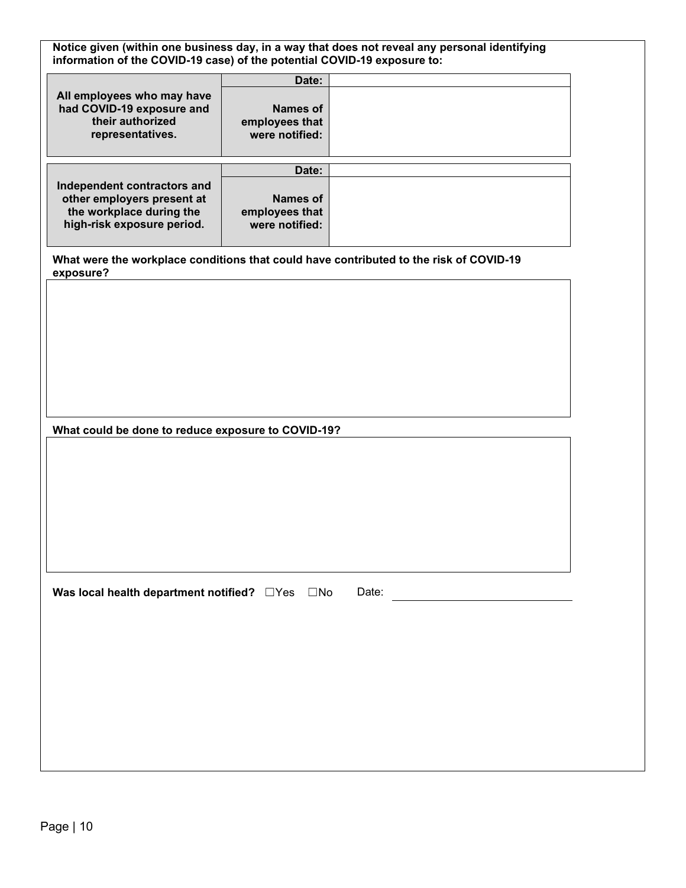**Notice given (within one business day, in a way that does not reveal any personal identifying information of the COVID-19 case) of the potential COVID-19 exposure to:**

| | | |
|---|---|---|
| **All employees who may have had COVID-19 exposure and their authorized representatives.** | **Date:** | |
| | **Names of employees that were notified:** | |

| | | |
|---|---|---|
| **Independent contractors and other employers present at the workplace during the high-risk exposure period.** | **Date:** | |
| | **Names of employees that were notified:** | |

**What were the workplace conditions that could have contributed to the risk of COVID-19 exposure?**

| |
|---|
| |

**What could be done to reduce exposure to COVID-19?**

| |
|---|
| |

**Was local health department notified?** ☐Yes ☐No Date: \_\_\_\_\_\_\_\_\_\_\_\_\_\_\_\_\_\_\_\_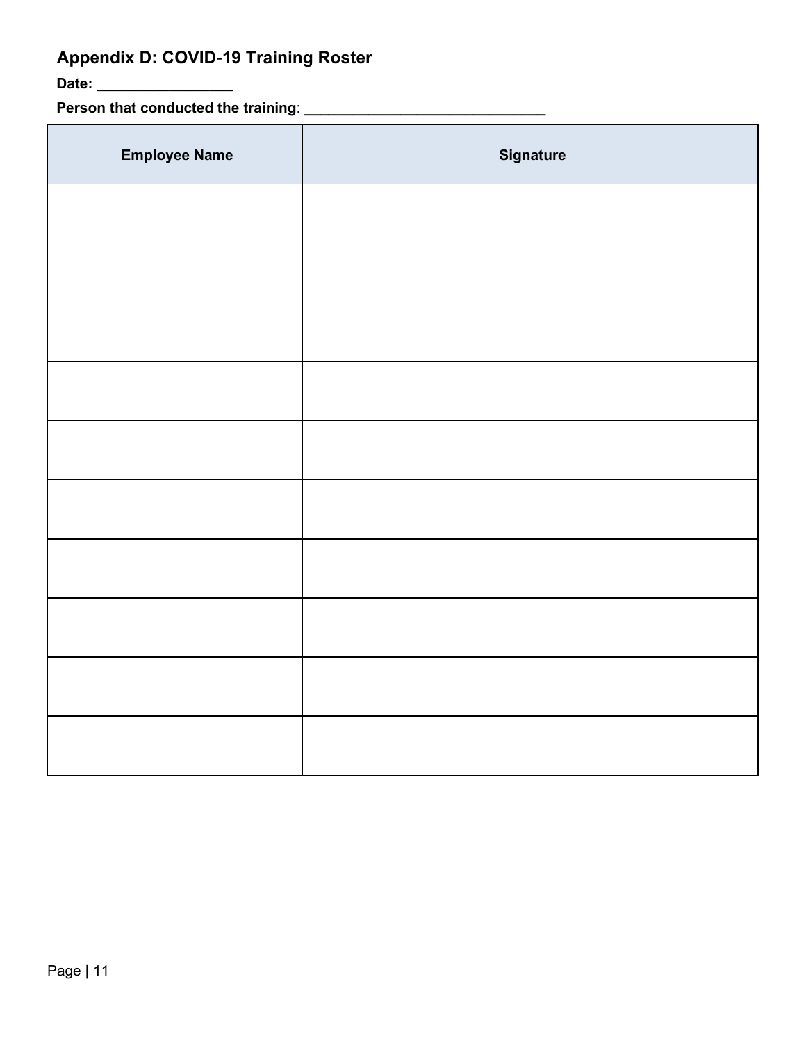## Appendix D: COVID-19 Training Roster

**Date: ________________**

**Person that conducted the training**: ______________________________

| Employee Name | Signature |
|---|---|
| | |
| | |
| | |
| | |
| | |
| | |
| | |
| | |
| | |
| | |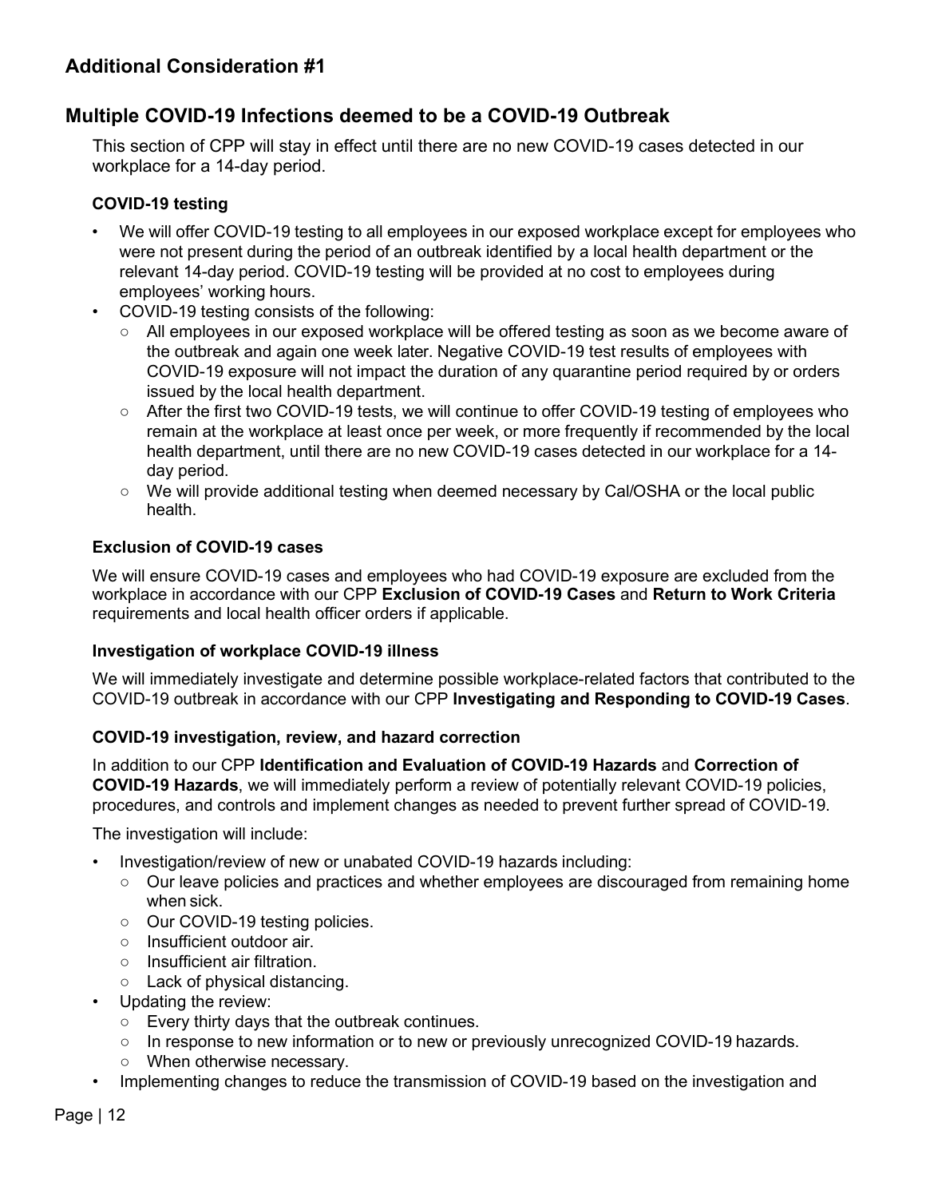## Additional Consideration #1

## Multiple COVID-19 Infections deemed to be a COVID-19 Outbreak

This section of CPP will stay in effect until there are no new COVID-19 cases detected in our workplace for a 14-day period.

### COVID-19 testing

- We will offer COVID-19 testing to all employees in our exposed workplace except for employees who were not present during the period of an outbreak identified by a local health department or the relevant 14-day period. COVID-19 testing will be provided at no cost to employees during employees' working hours.
- COVID-19 testing consists of the following:
  - All employees in our exposed workplace will be offered testing as soon as we become aware of the outbreak and again one week later. Negative COVID-19 test results of employees with COVID-19 exposure will not impact the duration of any quarantine period required by or orders issued by the local health department.
  - After the first two COVID-19 tests, we will continue to offer COVID-19 testing of employees who remain at the workplace at least once per week, or more frequently if recommended by the local health department, until there are no new COVID-19 cases detected in our workplace for a 14-day period.
  - We will provide additional testing when deemed necessary by Cal/OSHA or the local public health.

### Exclusion of COVID-19 cases

We will ensure COVID-19 cases and employees who had COVID-19 exposure are excluded from the workplace in accordance with our CPP **Exclusion of COVID-19 Cases** and **Return to Work Criteria** requirements and local health officer orders if applicable.

### Investigation of workplace COVID-19 illness

We will immediately investigate and determine possible workplace-related factors that contributed to the COVID-19 outbreak in accordance with our CPP **Investigating and Responding to COVID-19 Cases**.

### COVID-19 investigation, review, and hazard correction

In addition to our CPP **Identification and Evaluation of COVID-19 Hazards** and **Correction of COVID-19 Hazards**, we will immediately perform a review of potentially relevant COVID-19 policies, procedures, and controls and implement changes as needed to prevent further spread of COVID-19.

The investigation will include:

- Investigation/review of new or unabated COVID-19 hazards including:
  - Our leave policies and practices and whether employees are discouraged from remaining home when sick.
  - Our COVID-19 testing policies.
  - Insufficient outdoor air.
  - Insufficient air filtration.
  - Lack of physical distancing.
- Updating the review:
  - Every thirty days that the outbreak continues.
  - In response to new information or to new or previously unrecognized COVID-19 hazards.
  - When otherwise necessary.
- Implementing changes to reduce the transmission of COVID-19 based on the investigation and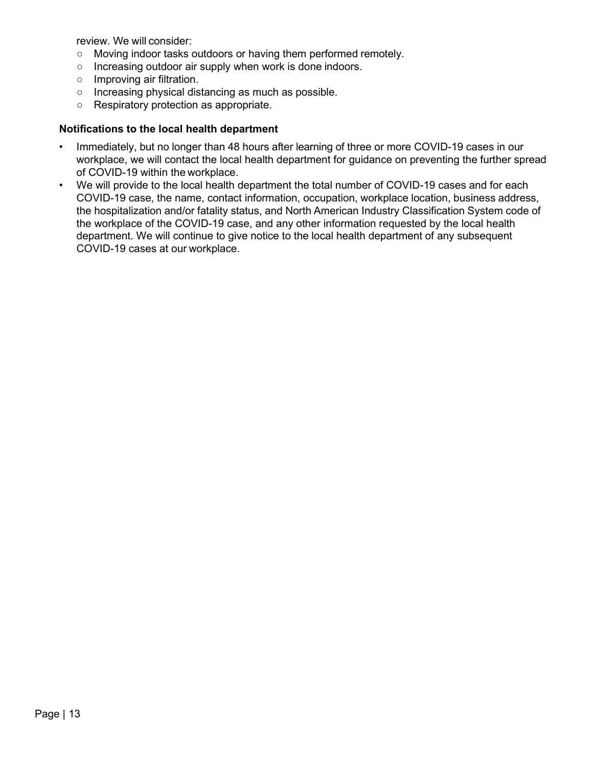review. We will consider:

- Moving indoor tasks outdoors or having them performed remotely.
- Increasing outdoor air supply when work is done indoors.
- Improving air filtration.
- Increasing physical distancing as much as possible.
- Respiratory protection as appropriate.

**Notifications to the local health department**

- Immediately, but no longer than 48 hours after learning of three or more COVID-19 cases in our workplace, we will contact the local health department for guidance on preventing the further spread of COVID-19 within the workplace.
- We will provide to the local health department the total number of COVID-19 cases and for each COVID-19 case, the name, contact information, occupation, workplace location, business address, the hospitalization and/or fatality status, and North American Industry Classification System code of the workplace of the COVID-19 case, and any other information requested by the local health department. We will continue to give notice to the local health department of any subsequent COVID-19 cases at our workplace.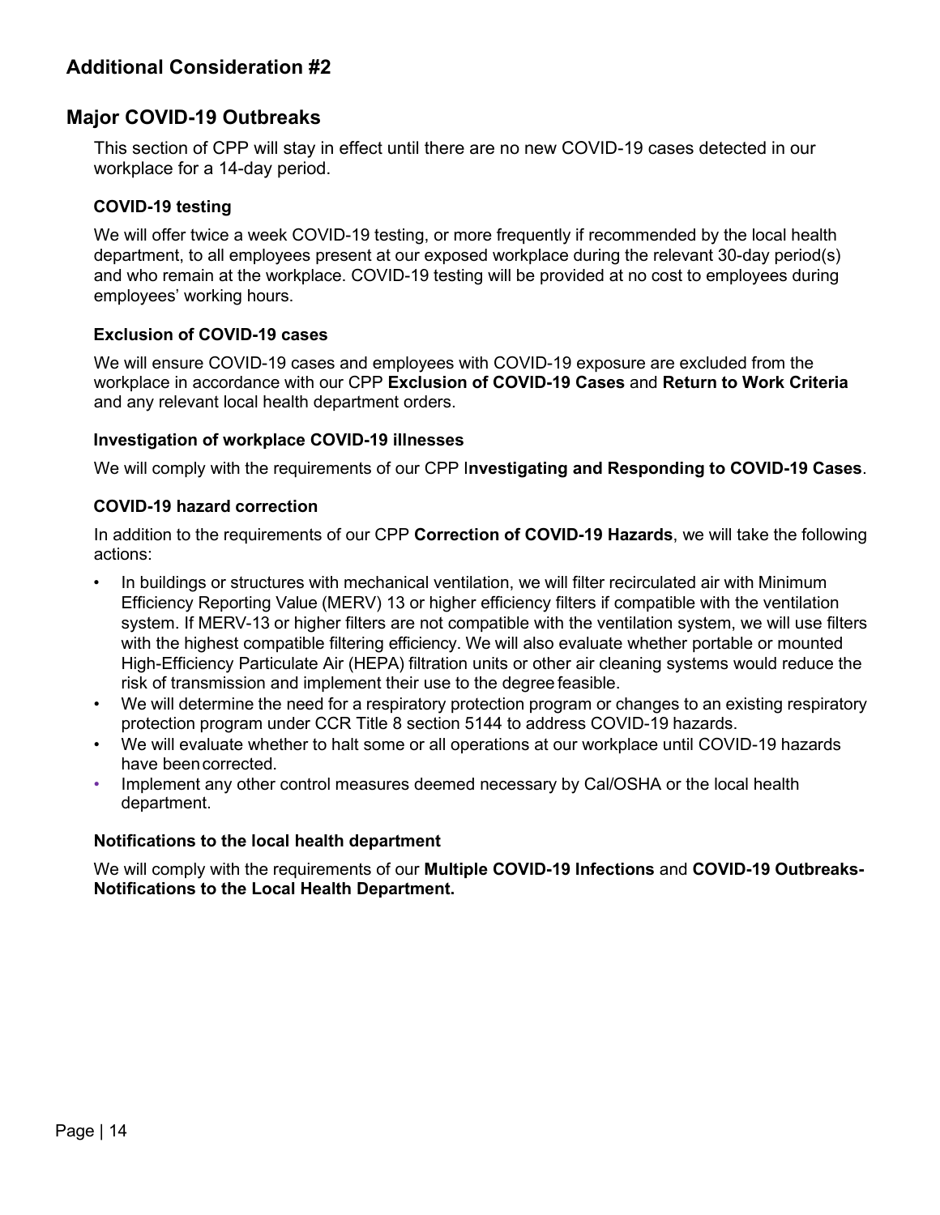## Additional Consideration #2

## Major COVID-19 Outbreaks

This section of CPP will stay in effect until there are no new COVID-19 cases detected in our workplace for a 14-day period.

### COVID-19 testing

We will offer twice a week COVID-19 testing, or more frequently if recommended by the local health department, to all employees present at our exposed workplace during the relevant 30-day period(s) and who remain at the workplace. COVID-19 testing will be provided at no cost to employees during employees' working hours.

### Exclusion of COVID-19 cases

We will ensure COVID-19 cases and employees with COVID-19 exposure are excluded from the workplace in accordance with our CPP **Exclusion of COVID-19 Cases** and **Return to Work Criteria** and any relevant local health department orders.

### Investigation of workplace COVID-19 illnesses

We will comply with the requirements of our CPP I**nvestigating and Responding to COVID-19 Cases**.

### COVID-19 hazard correction

In addition to the requirements of our CPP **Correction of COVID-19 Hazards**, we will take the following actions:

- In buildings or structures with mechanical ventilation, we will filter recirculated air with Minimum Efficiency Reporting Value (MERV) 13 or higher efficiency filters if compatible with the ventilation system. If MERV-13 or higher filters are not compatible with the ventilation system, we will use filters with the highest compatible filtering efficiency. We will also evaluate whether portable or mounted High-Efficiency Particulate Air (HEPA) filtration units or other air cleaning systems would reduce the risk of transmission and implement their use to the degree feasible.
- We will determine the need for a respiratory protection program or changes to an existing respiratory protection program under CCR Title 8 section 5144 to address COVID-19 hazards.
- We will evaluate whether to halt some or all operations at our workplace until COVID-19 hazards have been corrected.
- Implement any other control measures deemed necessary by Cal/OSHA or the local health department.

### Notifications to the local health department

We will comply with the requirements of our **Multiple COVID-19 Infections** and **COVID-19 Outbreaks-Notifications to the Local Health Department.**